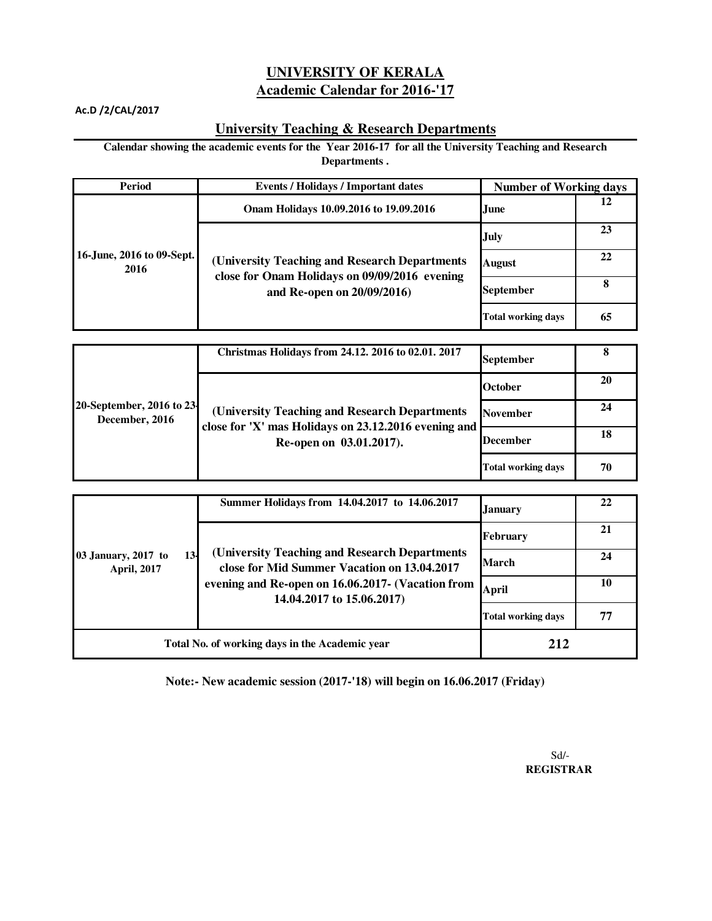# UNIVERSITY OF KERALA

## Academic Calendar for 2016-'17

**Ac.D /2/CAL/2017**

### University Teaching & Research Departments

**Calendar showing the academic events for the Year 2016-17 for all the University Teaching and Research Departments .**

| Period | Events / Holidays / Important dates | Number of Working days | |
|---|---|---|---|
| 16-June, 2016 to 09-Sept. 2016 | Onam Holidays 10.09.2016 to 19.09.2016 | June | 12 |
| | (University Teaching and Research Departments close for Onam Holidays on 09/09/2016 evening and Re-open on 20/09/2016) | July | 23 |
| | | August | 22 |
| | | September | 8 |
| | | Total working days | 65 |
| 20-September, 2016 to 23-December, 2016 | Christmas Holidays from 24.12. 2016 to 02.01. 2017 | September | 8 |
| | (University Teaching and Research Departments close for 'X' mas Holidays on 23.12.2016 evening and Re-open on 03.01.2017). | October | 20 |
| | | November | 24 |
| | | December | 18 |
| | | Total working days | 70 |
| 03 January, 2017 to 13-April, 2017 | Summer Holidays from 14.04.2017 to 14.06.2017 | January | 22 |
| | (University Teaching and Research Departments close for Mid Summer Vacation on 13.04.2017 evening and Re-open on 16.06.2017- (Vacation from 14.04.2017 to 15.06.2017) | February | 21 |
| | | March | 24 |
| | | April | 10 |
| | | Total working days | 77 |
| Total No. of working days in the Academic year | | 212 | |

**Note:- New academic session (2017-'18) will begin on 16.06.2017 (Friday)**

Sd/-
**REGISTRAR**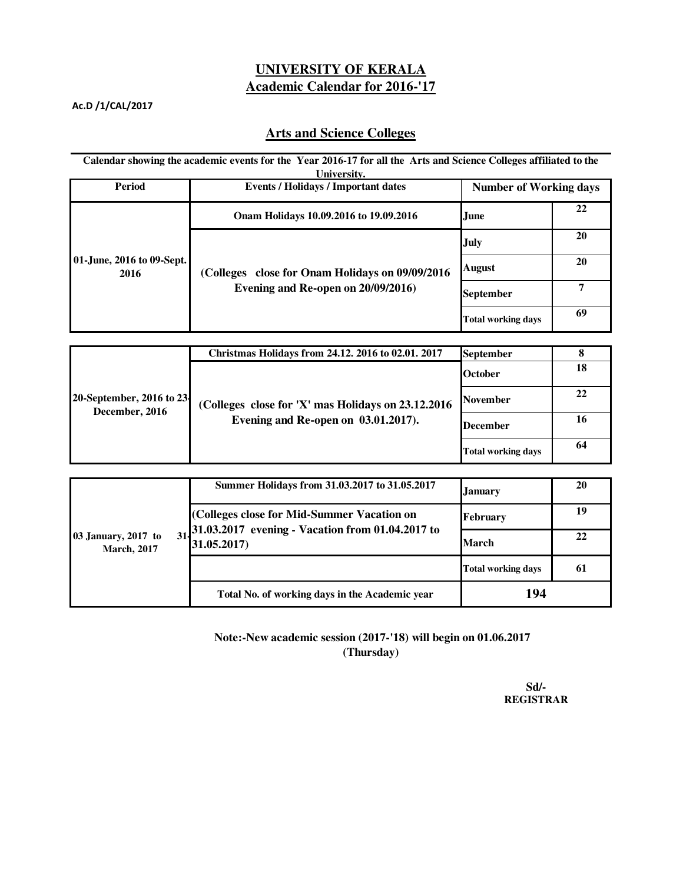## UNIVERSITY OF KERALA
## Academic Calendar for 2016-'17

**Ac.D /1/CAL/2017**

### Arts and Science Colleges

**Calendar showing the academic events for the Year 2016-17 for all the Arts and Science Colleges affiliated to the University.**

| Period | Events / Holidays / Important dates | Number of Working days | |
|---|---|---|---|
| 01-June, 2016 to 09-Sept. 2016 | Onam Holidays 10.09.2016 to 19.09.2016 | June | 22 |
| | (Colleges close for Onam Holidays on 09/09/2016 Evening and Re-open on 20/09/2016) | July | 20 |
| | | August | 20 |
| | | September | 7 |
| | | Total working days | 69 |
| 20-September, 2016 to 23-December, 2016 | Christmas Holidays from 24.12. 2016 to 02.01. 2017 | September | 8 |
| | (Colleges close for 'X' mas Holidays on 23.12.2016 Evening and Re-open on 03.01.2017). | October | 18 |
| | | November | 22 |
| | | December | 16 |
| | | Total working days | 64 |
| 03 January, 2017 to 31-March, 2017 | Summer Holidays from 31.03.2017 to 31.05.2017 | January | 20 |
| | (Colleges close for Mid-Summer Vacation on 31.03.2017 evening - Vacation from 01.04.2017 to 31.05.2017) | February | 19 |
| | | March | 22 |
| | | Total working days | 61 |
| | Total No. of working days in the Academic year | 194 | |

**Note:-New academic session (2017-'18) will begin on 01.06.2017 (Thursday)**

**Sd/-**
**REGISTRAR**